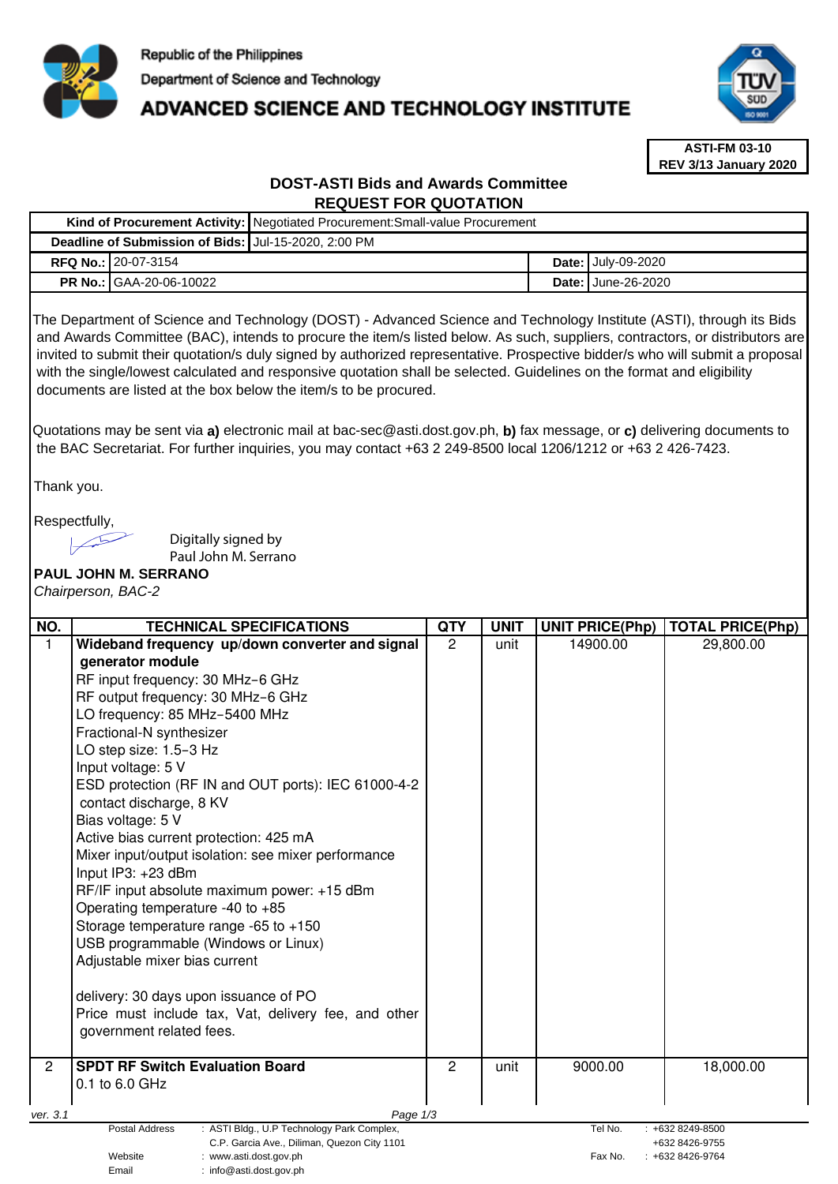Republic of the Philippines
Department of Science and Technology
# ADVANCED SCIENCE AND TECHNOLOGY INSTITUTE

**ASTI-FM 03-10**
**REV 3/13 January 2020**

## DOST-ASTI Bids and Awards Committee
## REQUEST FOR QUOTATION

| | | | |
|---|---|---|---|
| **Kind of Procurement Activity:** | Negotiated Procurement:Small-value Procurement | | |
| **Deadline of Submission of Bids:** | Jul-15-2020, 2:00 PM | | |
| **RFQ No.:** | 20-07-3154 | **Date:** | July-09-2020 |
| **PR No.:** | GAA-20-06-10022 | **Date:** | June-26-2020 |

The Department of Science and Technology (DOST) - Advanced Science and Technology Institute (ASTI), through its Bids and Awards Committee (BAC), intends to procure the item/s listed below. As such, suppliers, contractors, or distributors are invited to submit their quotation/s duly signed by authorized representative. Prospective bidder/s who will submit a proposal with the single/lowest calculated and responsive quotation shall be selected. Guidelines on the format and eligibility documents are listed at the box below the item/s to be procured.

Quotations may be sent via **a)** electronic mail at bac-sec@asti.dost.gov.ph, **b)** fax message, or **c)** delivering documents to the BAC Secretariat. For further inquiries, you may contact +63 2 249-8500 local 1206/1212 or +63 2 426-7423.

Thank you.

Respectfully,

Digitally signed by
Paul John M. Serrano

**PAUL JOHN M. SERRANO**
*Chairperson, BAC-2*

| NO. | TECHNICAL SPECIFICATIONS | QTY | UNIT | UNIT PRICE(Php) | TOTAL PRICE(Php) |
|---|---|---|---|---|---|
| 1 | **Wideband frequency up/down converter and signal generator module**<br>RF input frequency: 30 MHz–6 GHz<br>RF output frequency: 30 MHz–6 GHz<br>LO frequency: 85 MHz–5400 MHz<br>Fractional-N synthesizer<br>LO step size: 1.5–3 Hz<br>Input voltage: 5 V<br>ESD protection (RF IN and OUT ports): IEC 61000-4-2 contact discharge, 8 KV<br>Bias voltage: 5 V<br>Active bias current protection: 425 mA<br>Mixer input/output isolation: see mixer performance<br>Input IP3: +23 dBm<br>RF/IF input absolute maximum power: +15 dBm<br>Operating temperature -40 to +85<br>Storage temperature range -65 to +150<br>USB programmable (Windows or Linux)<br>Adjustable mixer bias current<br><br>delivery: 30 days upon issuance of PO<br>Price must include tax, Vat, delivery fee, and other government related fees. | 2 | unit | 14900.00 | 29,800.00 |
| 2 | **SPDT RF Switch Evaluation Board**<br>0.1 to 6.0 GHz | 2 | unit | 9000.00 | 18,000.00 |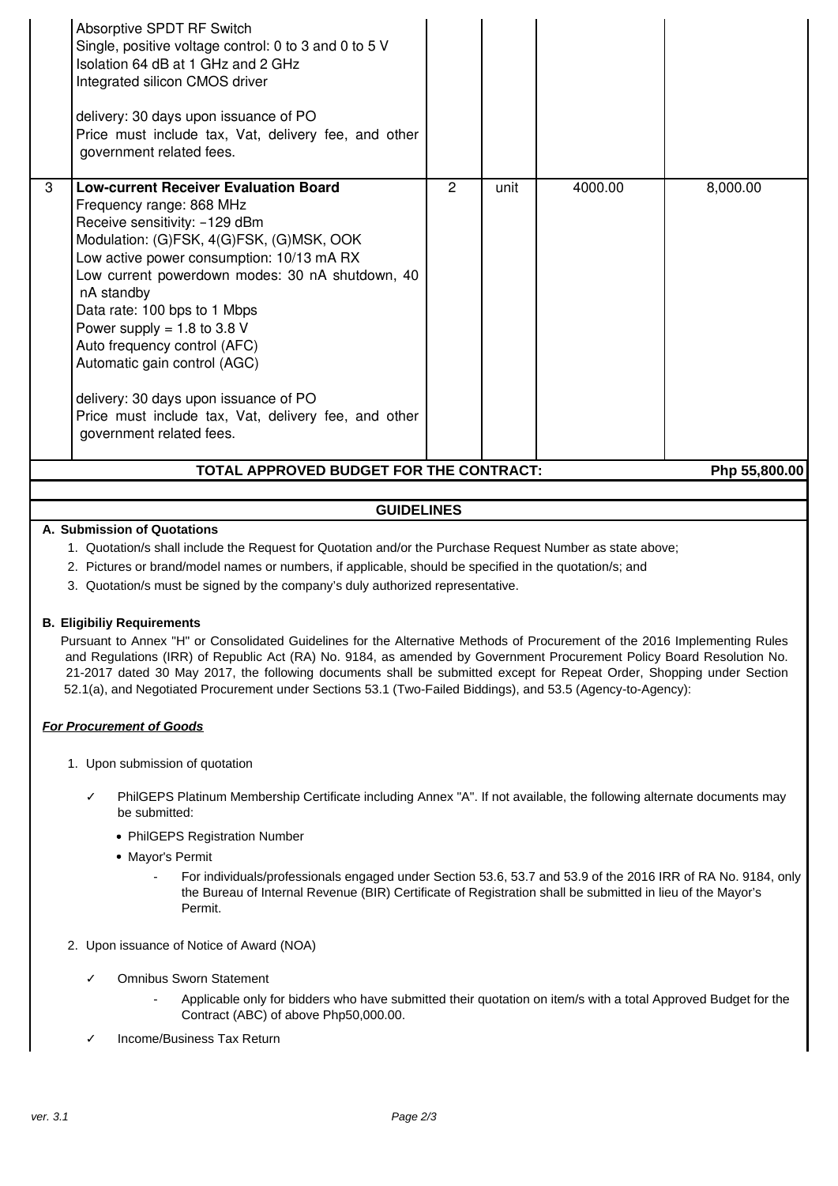| | | | | | |
|---|---|---|---|---|---|
| | Absorptive SPDT RF Switch<br>Single, positive voltage control: 0 to 3 and 0 to 5 V<br>Isolation 64 dB at 1 GHz and 2 GHz<br>Integrated silicon CMOS driver<br><br>delivery: 30 days upon issuance of PO<br>Price must include tax, Vat, delivery fee, and other government related fees. | | | | |
| 3 | **Low-current Receiver Evaluation Board**<br>Frequency range: 868 MHz<br>Receive sensitivity: −129 dBm<br>Modulation: (G)FSK, 4(G)FSK, (G)MSK, OOK<br>Low active power consumption: 10/13 mA RX<br>Low current powerdown modes: 30 nA shutdown, 40 nA standby<br>Data rate: 100 bps to 1 Mbps<br>Power supply = 1.8 to 3.8 V<br>Auto frequency control (AFC)<br>Automatic gain control (AGC)<br><br>delivery: 30 days upon issuance of PO<br>Price must include tax, Vat, delivery fee, and other government related fees. | 2 | unit | 4000.00 | 8,000.00 |
| | **TOTAL APPROVED BUDGET FOR THE CONTRACT:** | | | | **Php 55,800.00** |

## GUIDELINES

**A. Submission of Quotations**

1. Quotation/s shall include the Request for Quotation and/or the Purchase Request Number as state above;
2. Pictures or brand/model names or numbers, if applicable, should be specified in the quotation/s; and
3. Quotation/s must be signed by the company's duly authorized representative.

**B. Eligibiliy Requirements**

Pursuant to Annex "H" or Consolidated Guidelines for the Alternative Methods of Procurement of the 2016 Implementing Rules and Regulations (IRR) of Republic Act (RA) No. 9184, as amended by Government Procurement Policy Board Resolution No. 21-2017 dated 30 May 2017, the following documents shall be submitted except for Repeat Order, Shopping under Section 52.1(a), and Negotiated Procurement under Sections 53.1 (Two-Failed Biddings), and 53.5 (Agency-to-Agency):

***For Procurement of Goods***

1. Upon submission of quotation
   - ✓ PhilGEPS Platinum Membership Certificate including Annex "A". If not available, the following alternate documents may be submitted:
     - PhilGEPS Registration Number
     - Mayor's Permit
       - For individuals/professionals engaged under Section 53.6, 53.7 and 53.9 of the 2016 IRR of RA No. 9184, only the Bureau of Internal Revenue (BIR) Certificate of Registration shall be submitted in lieu of the Mayor's Permit.

2. Upon issuance of Notice of Award (NOA)
   - ✓ Omnibus Sworn Statement
     - Applicable only for bidders who have submitted their quotation on item/s with a total Approved Budget for the Contract (ABC) of above Php50,000.00.
   - ✓ Income/Business Tax Return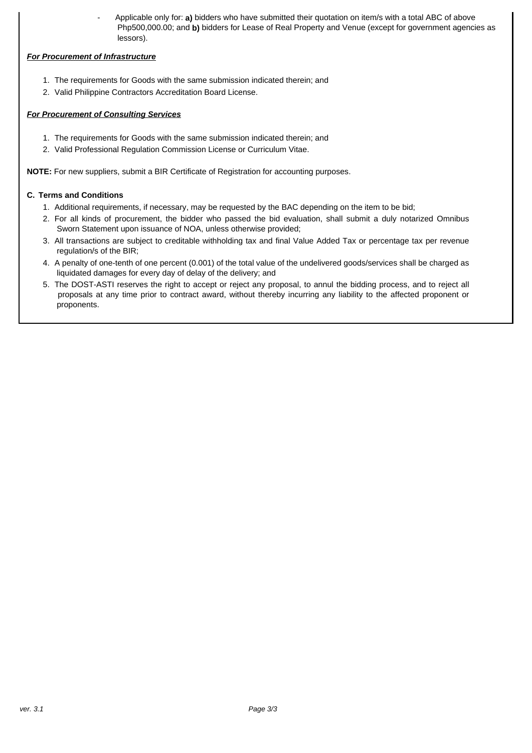- Applicable only for: **a)** bidders who have submitted their quotation on item/s with a total ABC of above Php500,000.00; and **b)** bidders for Lease of Real Property and Venue (except for government agencies as lessors).

***For Procurement of Infrastructure***

1. The requirements for Goods with the same submission indicated therein; and
2. Valid Philippine Contractors Accreditation Board License.

***For Procurement of Consulting Services***

1. The requirements for Goods with the same submission indicated therein; and
2. Valid Professional Regulation Commission License or Curriculum Vitae.

**NOTE:** For new suppliers, submit a BIR Certificate of Registration for accounting purposes.

**C. Terms and Conditions**

1. Additional requirements, if necessary, may be requested by the BAC depending on the item to be bid;
2. For all kinds of procurement, the bidder who passed the bid evaluation, shall submit a duly notarized Omnibus Sworn Statement upon issuance of NOA, unless otherwise provided;
3. All transactions are subject to creditable withholding tax and final Value Added Tax or percentage tax per revenue regulation/s of the BIR;
4. A penalty of one-tenth of one percent (0.001) of the total value of the undelivered goods/services shall be charged as liquidated damages for every day of delay of the delivery; and
5. The DOST-ASTI reserves the right to accept or reject any proposal, to annul the bidding process, and to reject all proposals at any time prior to contract award, without thereby incurring any liability to the affected proponent or proponents.

*ver. 3.1*